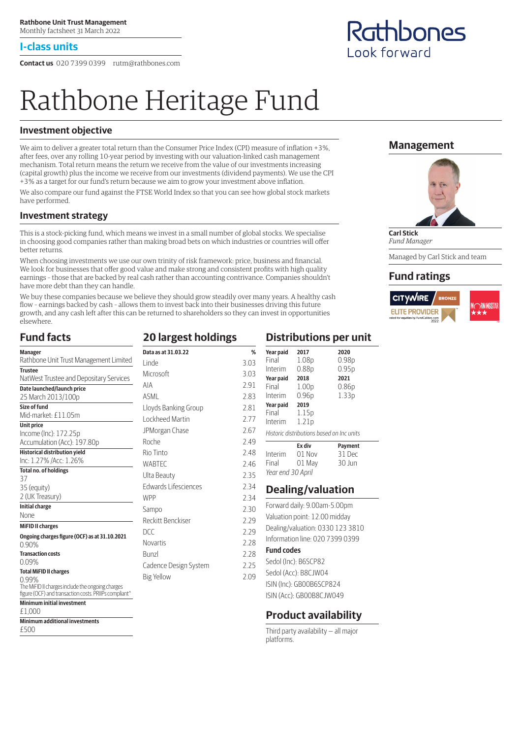Rathbone Unit Trust Management
Monthly factsheet 31 March 2022

## I-class units

**Contact us** 020 7399 0399 rutm@rathbones.com

Rathbones
Look forward

# Rathbone Heritage Fund

## Investment objective

We aim to deliver a greater total return than the Consumer Price Index (CPI) measure of inflation +3%, after fees, over any rolling 10-year period by investing with our valuation-linked cash management mechanism. Total return means the return we receive from the value of our investments increasing (capital growth) plus the income we receive from our investments (dividend payments). We use the CPI +3% as a target for our fund's return because we aim to grow your investment above inflation.

We also compare our fund against the FTSE World Index so that you can see how global stock markets have performed.

## Investment strategy

This is a stock-picking fund, which means we invest in a small number of global stocks. We specialise in choosing good companies rather than making broad bets on which industries or countries will offer better returns.

When choosing investments we use our own trinity of risk framework: price, business and financial. We look for businesses that offer good value and make strong and consistent profits with high quality earnings - those that are backed by real cash rather than accounting contrivance. Companies shouldn't have more debt than they can handle.

We buy these companies because we believe they should grow steadily over many years. A healthy cash flow - earnings backed by cash - allows them to invest back into their businesses driving this future growth, and any cash left after this can be returned to shareholders so they can invest in opportunities elsewhere.

## Management

**Carl Stick**
*Fund Manager*

Managed by Carl Stick and team

## Fund ratings

Citywire Bronze
Elite Provider rated for equities by FundCalibre.com 2022
Morningstar ★★★

## Fund facts

**Manager**
Rathbone Unit Trust Management Limited

**Trustee**
NatWest Trustee and Depositary Services

**Date launched/launch price**
25 March 2013/100p

**Size of fund**
Mid-market: £11.05m

**Unit price**
Income (Inc): 172.25p
Accumulation (Acc): 197.80p

**Historical distribution yield**
Inc: 1.27% /Acc: 1.26%

**Total no. of holdings**
37
35 (equity)
2 (UK Treasury)

**Initial charge**
None

**MiFID II charges**

**Ongoing charges figure (OCF) as at 31.10.2021**
0.90%

**Transaction costs**
0.09%

**Total MiFID II charges**
0.99%
The MiFID II charges include the ongoing charges figure (OCF) and transaction costs. PRIIPs compliant^

**Minimum initial investment**
£1,000

**Minimum additional investments**
£500

## 20 largest holdings

| Data as at 31.03.22 | % |
|---|---|
| Linde | 3.03 |
| Microsoft | 3.03 |
| AIA | 2.91 |
| ASML | 2.83 |
| Lloyds Banking Group | 2.81 |
| Lockheed Martin | 2.77 |
| JPMorgan Chase | 2.67 |
| Roche | 2.49 |
| Rio Tinto | 2.48 |
| WABTEC | 2.46 |
| Ulta Beauty | 2.35 |
| Edwards Lifesciences | 2.34 |
| WPP | 2.34 |
| Sampo | 2.30 |
| Reckitt Benckiser | 2.29 |
| DCC | 2.29 |
| Novartis | 2.28 |
| Bunzl | 2.28 |
| Cadence Design System | 2.25 |
| Big Yellow | 2.09 |

## Distributions per unit

| Year paid | 2017 | Year paid | 2020 |
|---|---|---|---|
| Final | 1.08p | Final | 0.98p |
| Interim | 0.88p | Interim | 0.95p |
| **Year paid** | **2018** | **Year paid** | **2021** |
| Final | 1.00p | Final | 0.86p |
| Interim | 0.96p | Interim | 1.33p |
| **Year paid** | **2019** | | |
| Final | 1.15p | | |
| Interim | 1.21p | | |

*Historic distributions based on Inc units*

| | Ex div | Payment |
|---|---|---|
| Interim | 01 Nov | 31 Dec |
| Final | 01 May | 30 Jun |

*Year end 30 April*

## Dealing/valuation

Forward daily: 9.00am-5.00pm
Valuation point: 12.00 midday
Dealing/valuation: 0330 123 3810
Information line: 020 7399 0399

**Fund codes**

Sedol (Inc): B6SCP82
Sedol (Acc): B8CJW04
ISIN (Inc): GB00B6SCP824
ISIN (Acc): GB00B8CJW049

## Product availability

Third party availability – all major platforms.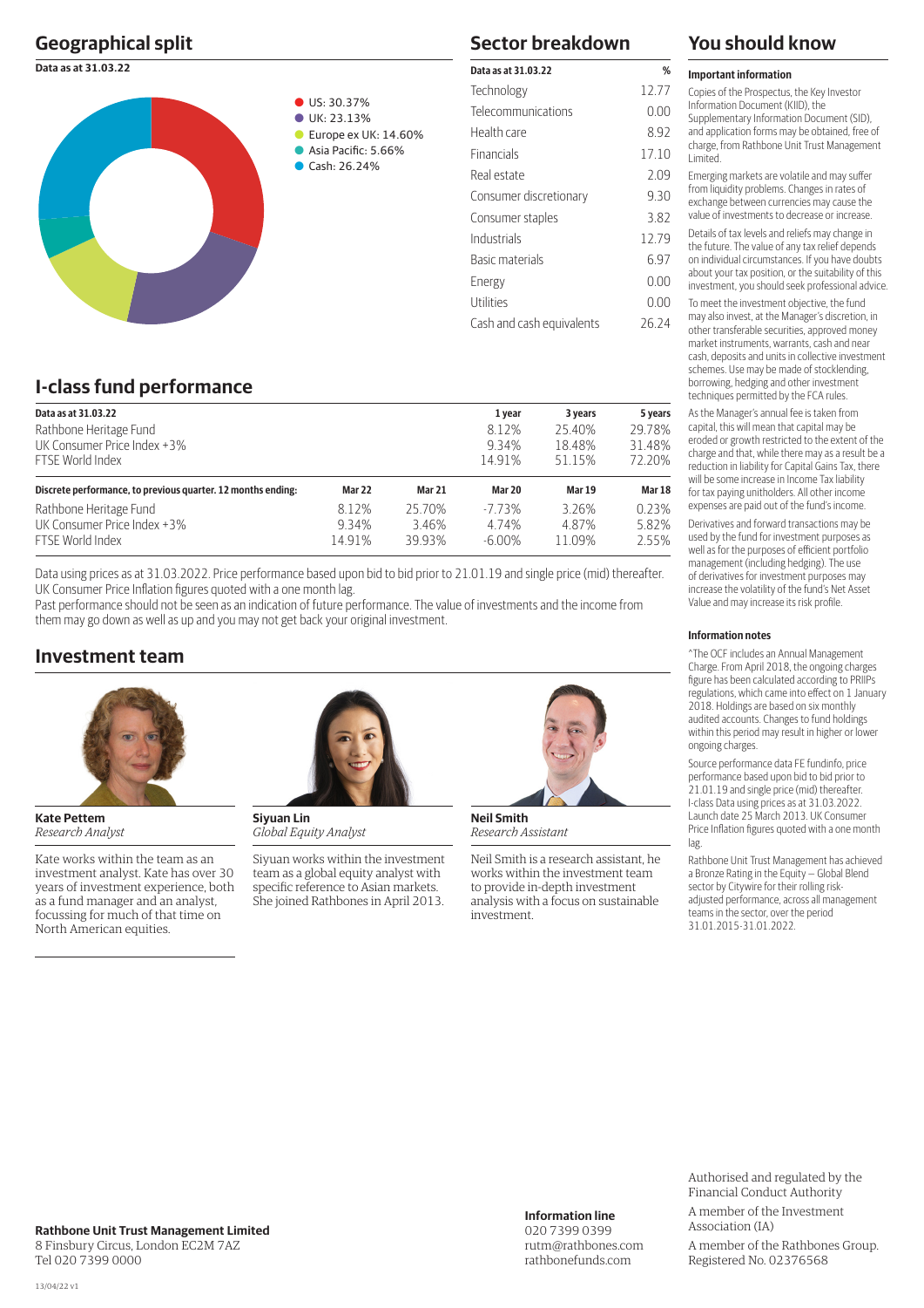## Geographical split

**Data as at 31.03.22**

- US: 30.37%
- UK: 23.13%
- Europe ex UK: 14.60%
- Asia Pacific: 5.66%
- Cash: 26.24%

## Sector breakdown

| Data as at 31.03.22 | % |
|---|---|
| Technology | 12.77 |
| Telecommunications | 0.00 |
| Health care | 8.92 |
| Financials | 17.10 |
| Real estate | 2.09 |
| Consumer discretionary | 9.30 |
| Consumer staples | 3.82 |
| Industrials | 12.79 |
| Basic materials | 6.97 |
| Energy | 0.00 |
| Utilities | 0.00 |
| Cash and cash equivalents | 26.24 |

## I-class fund performance

| Data as at 31.03.22 | 1 year | 3 years | 5 years |
|---|---|---|---|
| Rathbone Heritage Fund | 8.12% | 25.40% | 29.78% |
| UK Consumer Price Index +3% | 9.34% | 18.48% | 31.48% |
| FTSE World Index | 14.91% | 51.15% | 72.20% |

| Discrete performance, to previous quarter. 12 months ending: | Mar 22 | Mar 21 | Mar 20 | Mar 19 | Mar 18 |
|---|---|---|---|---|---|
| Rathbone Heritage Fund | 8.12% | 25.70% | -7.73% | 3.26% | 0.23% |
| UK Consumer Price Index +3% | 9.34% | 3.46% | 4.74% | 4.87% | 5.82% |
| FTSE World Index | 14.91% | 39.93% | -6.00% | 11.09% | 2.55% |

Data using prices as at 31.03.2022. Price performance based upon bid to bid prior to 21.01.19 and single price (mid) thereafter. UK Consumer Price Inflation figures quoted with a one month lag.

Past performance should not be seen as an indication of future performance. The value of investments and the income from them may go down as well as up and you may not get back your original investment.

## Investment team

**Kate Pettem**
*Research Analyst*

Kate works within the team as an investment analyst. Kate has over 30 years of investment experience, both as a fund manager and an analyst, focussing for much of that time on North American equities.

**Siyuan Lin**
*Global Equity Analyst*

Siyuan works within the investment team as a global equity analyst with specific reference to Asian markets. She joined Rathbones in April 2013.

**Neil Smith**
*Research Assistant*

Neil Smith is a research assistant, he works within the investment team to provide in-depth investment analysis with a focus on sustainable investment.

## You should know

### Important information

Copies of the Prospectus, the Key Investor Information Document (KIID), the Supplementary Information Document (SID), and application forms may be obtained, free of charge, from Rathbone Unit Trust Management Limited.

Emerging markets are volatile and may suffer from liquidity problems. Changes in rates of exchange between currencies may cause the value of investments to decrease or increase.

Details of tax levels and reliefs may change in the future. The value of any tax relief depends on individual circumstances. If you have doubts about your tax position, or the suitability of this investment, you should seek professional advice.

To meet the investment objective, the fund may also invest, at the Manager's discretion, in other transferable securities, approved money market instruments, warrants, cash and near cash, deposits and units in collective investment schemes. Use may be made of stocklending, borrowing, hedging and other investment techniques permitted by the FCA rules.

As the Manager's annual fee is taken from capital, this will mean that capital may be eroded or growth restricted to the extent of the charge and that, while there may as a result be a reduction in liability for Capital Gains Tax, there will be some increase in Income Tax liability for tax paying unitholders. All other income expenses are paid out of the fund's income.

Derivatives and forward transactions may be used by the fund for investment purposes as well as for the purposes of efficient portfolio management (including hedging). The use of derivatives for investment purposes may increase the volatility of the fund's Net Asset Value and may increase its risk profile.

### Information notes

^The OCF includes an Annual Management Charge. From April 2018, the ongoing charges figure has been calculated according to PRIIPs regulations, which came into effect on 1 January 2018. Holdings are based on six monthly audited accounts. Changes to fund holdings within this period may result in higher or lower ongoing charges.

Source performance data FE fundinfo, price performance based upon bid to bid prior to 21.01.19 and single price (mid) thereafter. I-class Data using prices as at 31.03.2022. Launch date 25 March 2013. UK Consumer Price Inflation figures quoted with a one month lag.

Rathbone Unit Trust Management has achieved a Bronze Rating in the Equity – Global Blend sector by Citywire for their rolling risk-adjusted performance, across all management teams in the sector, over the period 31.01.2015-31.01.2022.

**Rathbone Unit Trust Management Limited**
8 Finsbury Circus, London EC2M 7AZ
Tel 020 7399 0000

**Information line**
020 7399 0399
rutm@rathbones.com
rathbonefunds.com

Authorised and regulated by the Financial Conduct Authority

A member of the Investment Association (IA)

A member of the Rathbones Group. Registered No. 02376568

13/04/22 v1